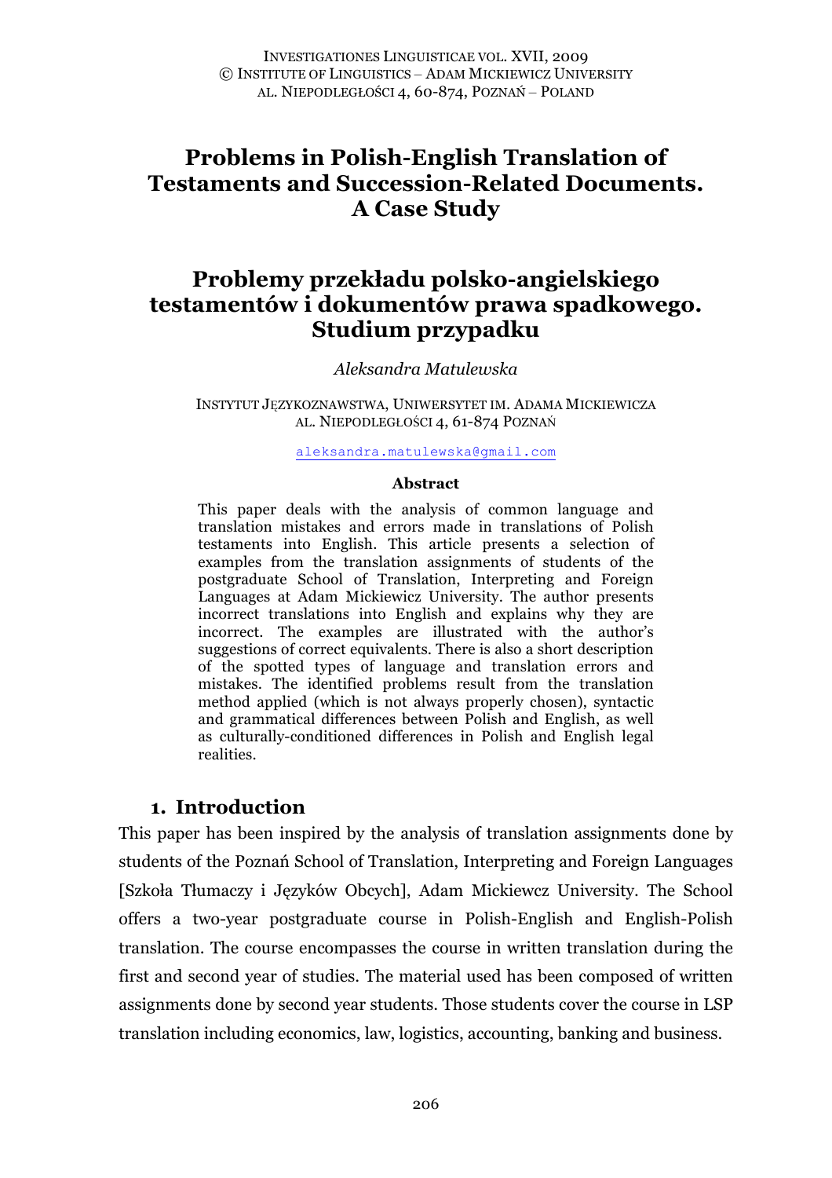# Problems in Polish-English Translation of Testaments and Succession-Related Documents. A Case Study

# Problemy przekładu polsko-angielskiego testamentów i dokumentów prawa spadkowego. Studium przypadku

*Aleksandra Matulewska*

INSTYTUT JĘZYKOZNAWSTWA, UNIWERSYTET IM. ADAMA MICKIEWICZA
AL. NIEPODLEGŁOŚCI 4, 61-874 POZNAŃ

aleksandra.matulewska@gmail.com

**Abstract**

This paper deals with the analysis of common language and translation mistakes and errors made in translations of Polish testaments into English. This article presents a selection of examples from the translation assignments of students of the postgraduate School of Translation, Interpreting and Foreign Languages at Adam Mickiewicz University. The author presents incorrect translations into English and explains why they are incorrect. The examples are illustrated with the author's suggestions of correct equivalents. There is also a short description of the spotted types of language and translation errors and mistakes. The identified problems result from the translation method applied (which is not always properly chosen), syntactic and grammatical differences between Polish and English, as well as culturally-conditioned differences in Polish and English legal realities.

## 1. Introduction

This paper has been inspired by the analysis of translation assignments done by students of the Poznań School of Translation, Interpreting and Foreign Languages [Szkoła Tłumaczy i Języków Obcych], Adam Mickiewcz University. The School offers a two-year postgraduate course in Polish-English and English-Polish translation. The course encompasses the course in written translation during the first and second year of studies. The material used has been composed of written assignments done by second year students. Those students cover the course in LSP translation including economics, law, logistics, accounting, banking and business.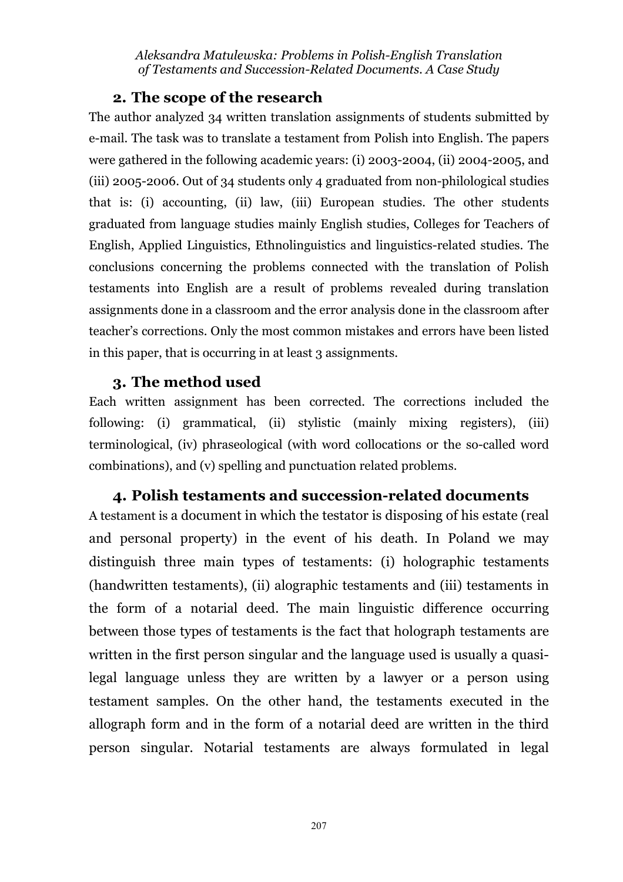## 2. The scope of the research

The author analyzed 34 written translation assignments of students submitted by e-mail. The task was to translate a testament from Polish into English. The papers were gathered in the following academic years: (i) 2003-2004, (ii) 2004-2005, and (iii) 2005-2006. Out of 34 students only 4 graduated from non-philological studies that is: (i) accounting, (ii) law, (iii) European studies. The other students graduated from language studies mainly English studies, Colleges for Teachers of English, Applied Linguistics, Ethnolinguistics and linguistics-related studies. The conclusions concerning the problems connected with the translation of Polish testaments into English are a result of problems revealed during translation assignments done in a classroom and the error analysis done in the classroom after teacher's corrections. Only the most common mistakes and errors have been listed in this paper, that is occurring in at least 3 assignments.

## 3. The method used

Each written assignment has been corrected. The corrections included the following: (i) grammatical, (ii) stylistic (mainly mixing registers), (iii) terminological, (iv) phraseological (with word collocations or the so-called word combinations), and (v) spelling and punctuation related problems.

## 4. Polish testaments and succession-related documents

A testament is a document in which the testator is disposing of his estate (real and personal property) in the event of his death. In Poland we may distinguish three main types of testaments: (i) holographic testaments (handwritten testaments), (ii) alographic testaments and (iii) testaments in the form of a notarial deed. The main linguistic difference occurring between those types of testaments is the fact that holograph testaments are written in the first person singular and the language used is usually a quasi-legal language unless they are written by a lawyer or a person using testament samples. On the other hand, the testaments executed in the allograph form and in the form of a notarial deed are written in the third person singular. Notarial testaments are always formulated in legal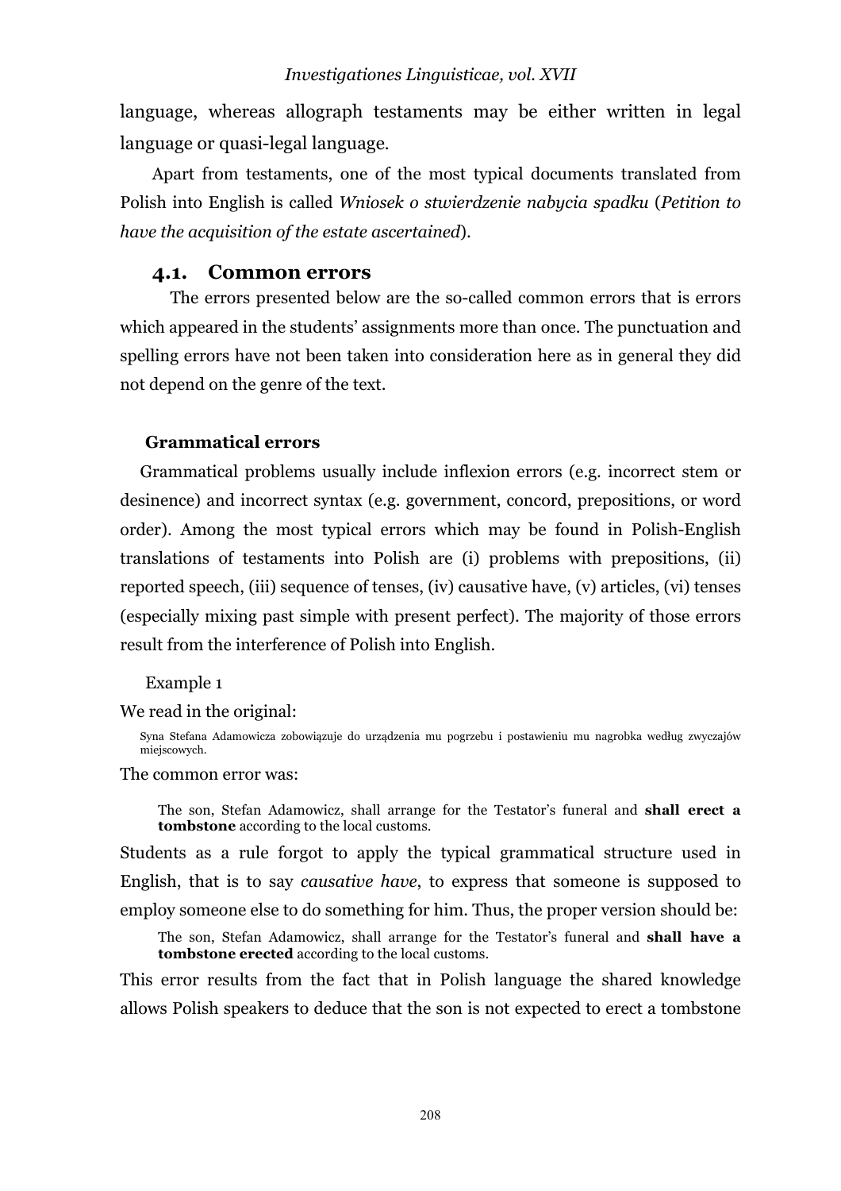language, whereas allograph testaments may be either written in legal language or quasi-legal language.

Apart from testaments, one of the most typical documents translated from Polish into English is called *Wniosek o stwierdzenie nabycia spadku* (*Petition to have the acquisition of the estate ascertained*).

### 4.1. Common errors

The errors presented below are the so-called common errors that is errors which appeared in the students' assignments more than once. The punctuation and spelling errors have not been taken into consideration here as in general they did not depend on the genre of the text.

#### Grammatical errors

Grammatical problems usually include inflexion errors (e.g. incorrect stem or desinence) and incorrect syntax (e.g. government, concord, prepositions, or word order). Among the most typical errors which may be found in Polish-English translations of testaments into Polish are (i) problems with prepositions, (ii) reported speech, (iii) sequence of tenses, (iv) causative have, (v) articles, (vi) tenses (especially mixing past simple with present perfect). The majority of those errors result from the interference of Polish into English.

Example 1

We read in the original:

> Syna Stefana Adamowicza zobowiązuje do urządzenia mu pogrzebu i postawieniu mu nagrobka według zwyczajów miejscowych.

The common error was:

> The son, Stefan Adamowicz, shall arrange for the Testator's funeral and **shall erect a tombstone** according to the local customs.

Students as a rule forgot to apply the typical grammatical structure used in English, that is to say *causative have*, to express that someone is supposed to employ someone else to do something for him. Thus, the proper version should be:

> The son, Stefan Adamowicz, shall arrange for the Testator's funeral and **shall have a tombstone erected** according to the local customs.

This error results from the fact that in Polish language the shared knowledge allows Polish speakers to deduce that the son is not expected to erect a tombstone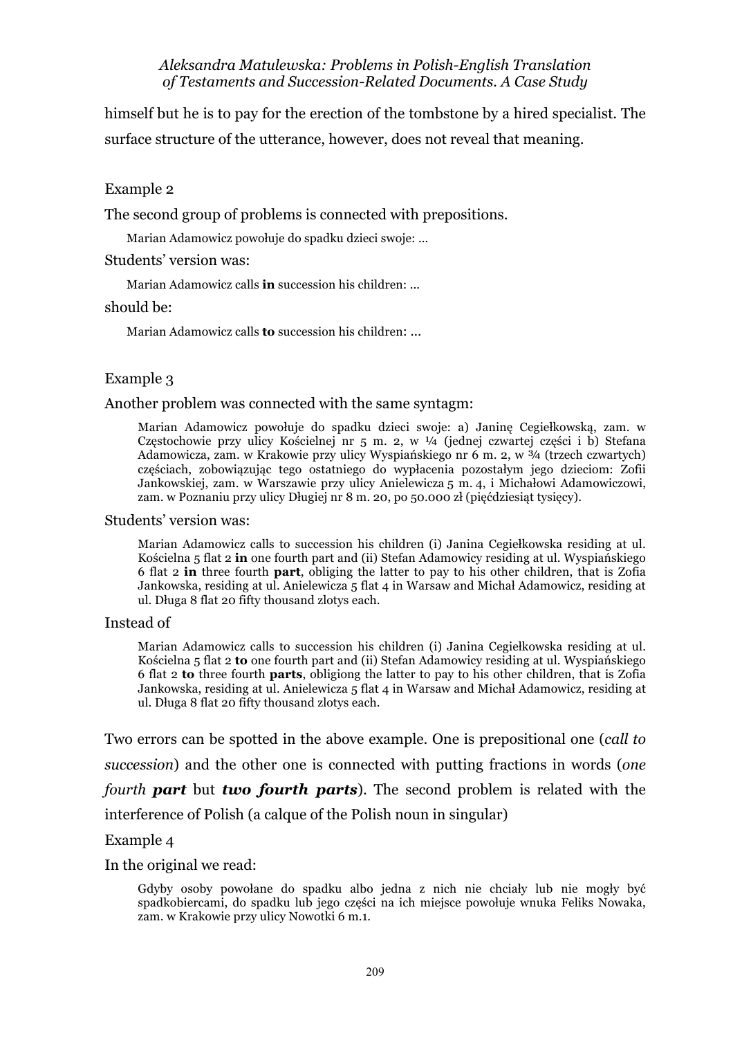himself but he is to pay for the erection of the tombstone by a hired specialist. The surface structure of the utterance, however, does not reveal that meaning.

Example 2

The second group of problems is connected with prepositions.

> Marian Adamowicz powołuje do spadku dzieci swoje: ...

Students' version was:

> Marian Adamowicz calls **in** succession his children: ...

should be:

> Marian Adamowicz calls **to** succession his children: ...

Example 3

Another problem was connected with the same syntagm:

> Marian Adamowicz powołuje do spadku dzieci swoje: a) Janinę Cegiełkowską, zam. w Częstochowie przy ulicy Kościelnej nr 5 m. 2, w ¼ (jednej czwartej części i b) Stefana Adamowicza, zam. w Krakowie przy ulicy Wyspiańskiego nr 6 m. 2, w ¾ (trzech czwartych) częściach, zobowiązując tego ostatniego do wypłacenia pozostałym jego dzieciom: Zofii Jankowskiej, zam. w Warszawie przy ulicy Anielewicza 5 m. 4, i Michałowi Adamowiczowi, zam. w Poznaniu przy ulicy Długiej nr 8 m. 20, po 50.000 zł (pięćdziesiąt tysięcy).

Students' version was:

> Marian Adamowicz calls to succession his children (i) Janina Cegiełkowska residing at ul. Kościelna 5 flat 2 **in** one fourth part and (ii) Stefan Adamowicy residing at ul. Wyspiańskiego 6 flat 2 **in** three fourth **part**, obliging the latter to pay to his other children, that is Zofia Jankowska, residing at ul. Anielewicza 5 flat 4 in Warsaw and Michał Adamowicz, residing at ul. Długa 8 flat 20 fifty thousand zlotys each.

Instead of

> Marian Adamowicz calls to succession his children (i) Janina Cegiełkowska residing at ul. Kościelna 5 flat 2 **to** one fourth part and (ii) Stefan Adamowicy residing at ul. Wyspiańskiego 6 flat 2 **to** three fourth **parts**, obligiong the latter to pay to his other children, that is Zofia Jankowska, residing at ul. Anielewicza 5 flat 4 in Warsaw and Michał Adamowicz, residing at ul. Długa 8 flat 20 fifty thousand zlotys each.

Two errors can be spotted in the above example. One is prepositional one (*call to succession*) and the other one is connected with putting fractions in words (*one fourth **part*** but ***two fourth parts***). The second problem is related with the interference of Polish (a calque of the Polish noun in singular)

Example 4

In the original we read:

> Gdyby osoby powołane do spadku albo jedna z nich nie chciały lub nie mogły być spadkobiercami, do spadku lub jego części na ich miejsce powołuje wnuka Feliks Nowaka, zam. w Krakowie przy ulicy Nowotki 6 m.1.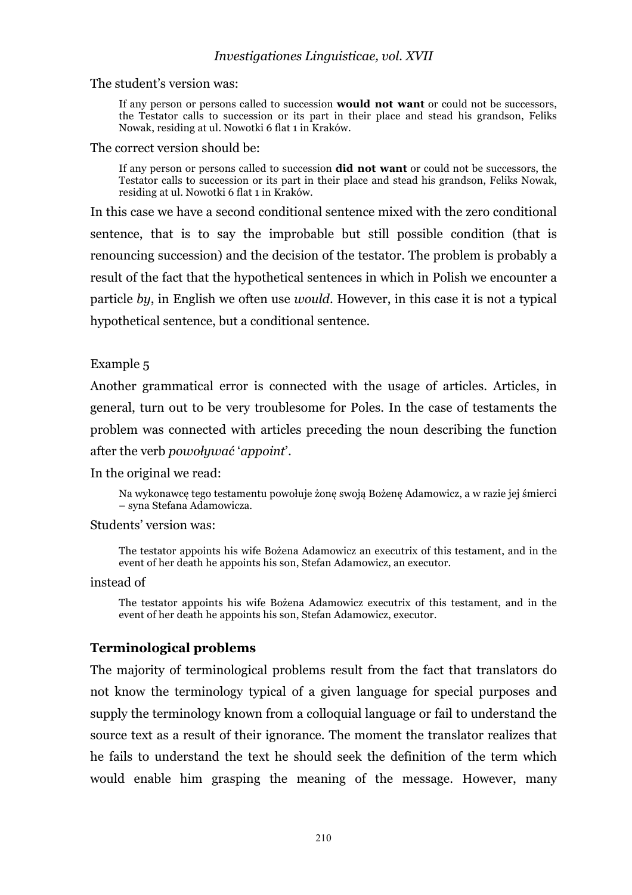The student's version was:

> If any person or persons called to succession **would not want** or could not be successors, the Testator calls to succession or its part in their place and stead his grandson, Feliks Nowak, residing at ul. Nowotki 6 flat 1 in Kraków.

The correct version should be:

> If any person or persons called to succession **did not want** or could not be successors, the Testator calls to succession or its part in their place and stead his grandson, Feliks Nowak, residing at ul. Nowotki 6 flat 1 in Kraków.

In this case we have a second conditional sentence mixed with the zero conditional sentence, that is to say the improbable but still possible condition (that is renouncing succession) and the decision of the testator. The problem is probably a result of the fact that the hypothetical sentences in which in Polish we encounter a particle *by*, in English we often use *would*. However, in this case it is not a typical hypothetical sentence, but a conditional sentence.

Example 5

Another grammatical error is connected with the usage of articles. Articles, in general, turn out to be very troublesome for Poles. In the case of testaments the problem was connected with articles preceding the noun describing the function after the verb *powoływać* '*appoint*'.

In the original we read:

> Na wykonawcę tego testamentu powołuje żonę swoją Bożenę Adamowicz, a w razie jej śmierci – syna Stefana Adamowicza.

Students' version was:

> The testator appoints his wife Bożena Adamowicz an executrix of this testament, and in the event of her death he appoints his son, Stefan Adamowicz, an executor.

instead of

> The testator appoints his wife Bożena Adamowicz executrix of this testament, and in the event of her death he appoints his son, Stefan Adamowicz, executor.

### Terminological problems

The majority of terminological problems result from the fact that translators do not know the terminology typical of a given language for special purposes and supply the terminology known from a colloquial language or fail to understand the source text as a result of their ignorance. The moment the translator realizes that he fails to understand the text he should seek the definition of the term which would enable him grasping the meaning of the message. However, many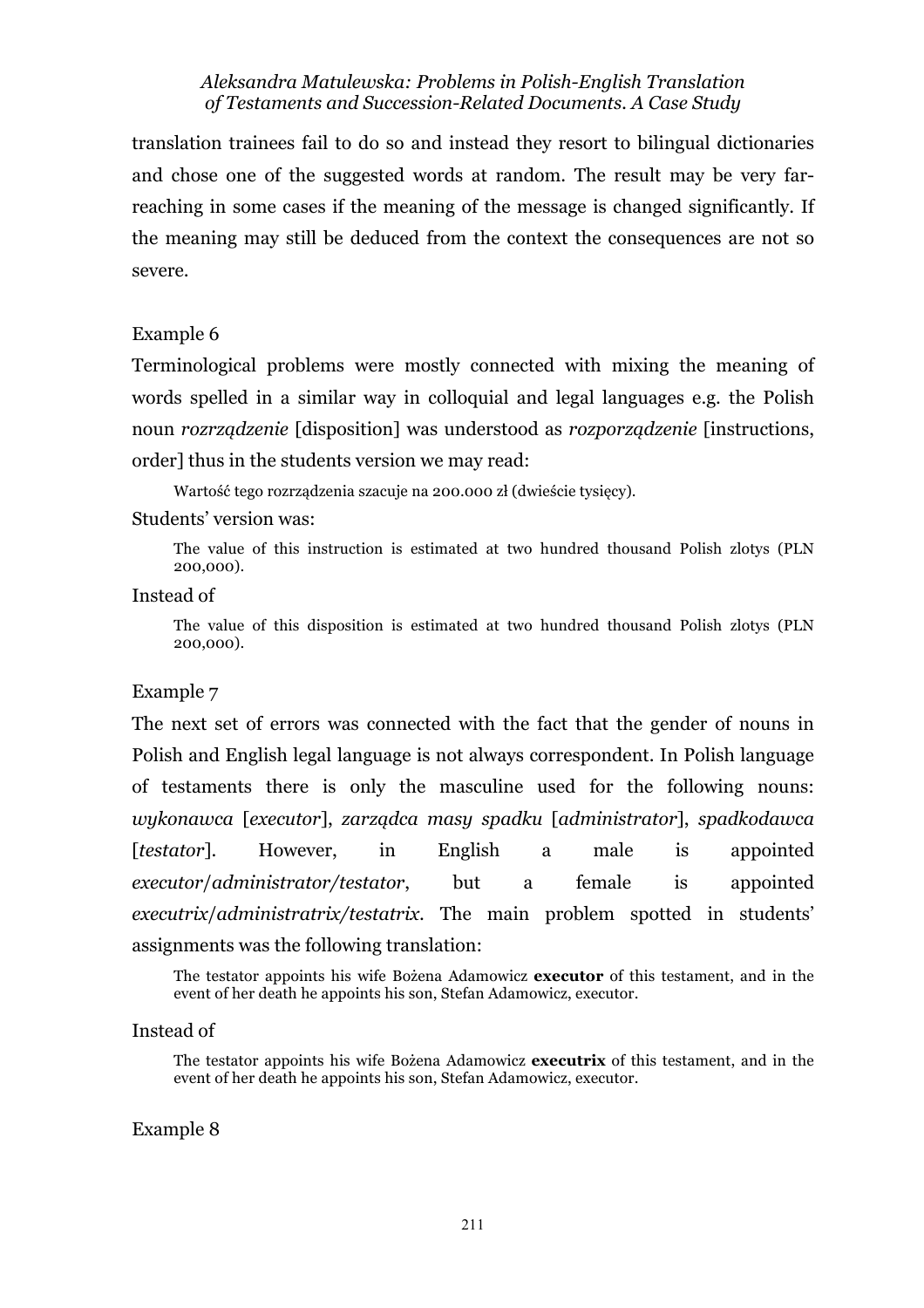translation trainees fail to do so and instead they resort to bilingual dictionaries and chose one of the suggested words at random. The result may be very far-reaching in some cases if the meaning of the message is changed significantly. If the meaning may still be deduced from the context the consequences are not so severe.

Example 6

Terminological problems were mostly connected with mixing the meaning of words spelled in a similar way in colloquial and legal languages e.g. the Polish noun *rozrządzenie* [disposition] was understood as *rozporządzenie* [instructions, order] thus in the students version we may read:

> Wartość tego rozrządzenia szacuje na 200.000 zł (dwieście tysięcy).

Students' version was:

> The value of this instruction is estimated at two hundred thousand Polish zlotys (PLN 200,000).

Instead of

> The value of this disposition is estimated at two hundred thousand Polish zlotys (PLN 200,000).

Example 7

The next set of errors was connected with the fact that the gender of nouns in Polish and English legal language is not always correspondent. In Polish language of testaments there is only the masculine used for the following nouns: *wykonawca* [*executor*], *zarządca masy spadku* [*administrator*], *spadkodawca* [*testator*]. However, in English a male is appointed *executor*/*administrator/testator*, but a female is appointed *executrix*/*administratrix/testatrix*. The main problem spotted in students' assignments was the following translation:

> The testator appoints his wife Bożena Adamowicz **executor** of this testament, and in the event of her death he appoints his son, Stefan Adamowicz, executor.

Instead of

> The testator appoints his wife Bożena Adamowicz **executrix** of this testament, and in the event of her death he appoints his son, Stefan Adamowicz, executor.

Example 8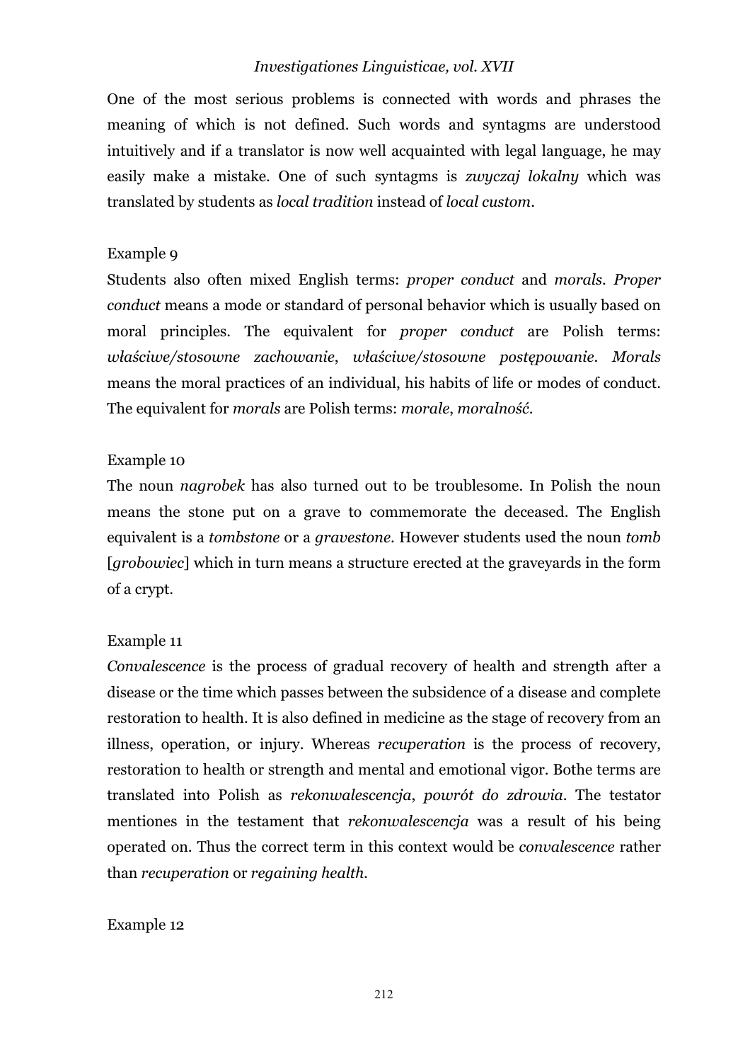One of the most serious problems is connected with words and phrases the meaning of which is not defined. Such words and syntagms are understood intuitively and if a translator is now well acquainted with legal language, he may easily make a mistake. One of such syntagms is *zwyczaj lokalny* which was translated by students as *local tradition* instead of *local custom*.

Example 9

Students also often mixed English terms: *proper conduct* and *morals*. *Proper conduct* means a mode or standard of personal behavior which is usually based on moral principles. The equivalent for *proper conduct* are Polish terms: *właściwe/stosowne zachowanie*, *właściwe/stosowne postępowanie*. *Morals* means the moral practices of an individual, his habits of life or modes of conduct. The equivalent for *morals* are Polish terms: *morale*, *moralność*.

Example 10

The noun *nagrobek* has also turned out to be troublesome. In Polish the noun means the stone put on a grave to commemorate the deceased. The English equivalent is a *tombstone* or a *gravestone*. However students used the noun *tomb* [*grobowiec*] which in turn means a structure erected at the graveyards in the form of a crypt.

Example 11

*Convalescence* is the process of gradual recovery of health and strength after a disease or the time which passes between the subsidence of a disease and complete restoration to health. It is also defined in medicine as the stage of recovery from an illness, operation, or injury. Whereas *recuperation* is the process of recovery, restoration to health or strength and mental and emotional vigor. Bothe terms are translated into Polish as *rekonwalescencja*, *powrót do zdrowia*. The testator mentiones in the testament that *rekonwalescencja* was a result of his being operated on. Thus the correct term in this context would be *convalescence* rather than *recuperation* or *regaining health*.

Example 12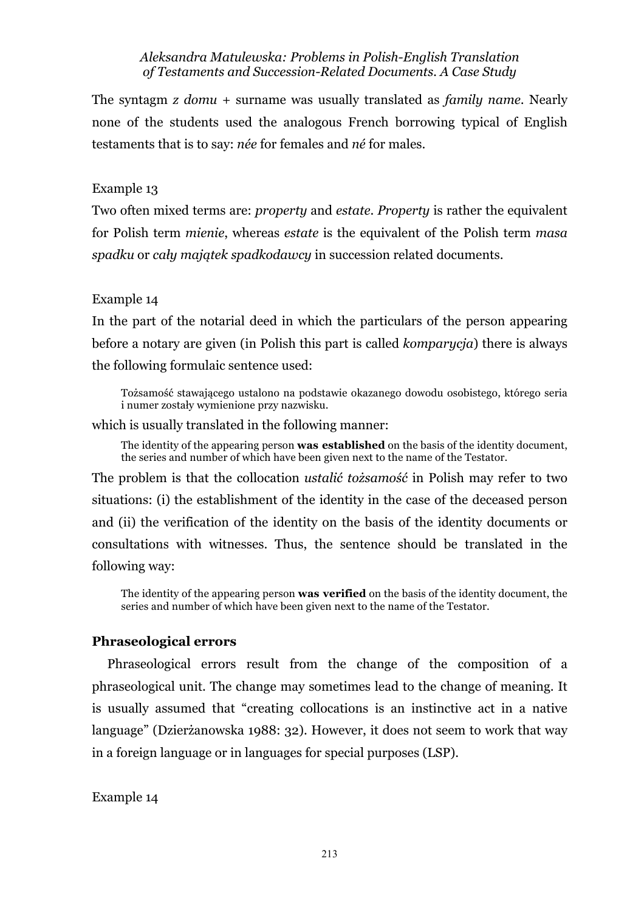The syntagm *z domu* + surname was usually translated as *family name*. Nearly none of the students used the analogous French borrowing typical of English testaments that is to say: *née* for females and *né* for males.

Example 13

Two often mixed terms are: *property* and *estate*. *Property* is rather the equivalent for Polish term *mienie*, whereas *estate* is the equivalent of the Polish term *masa spadku* or *cały majątek spadkodawcy* in succession related documents.

Example 14

In the part of the notarial deed in which the particulars of the person appearing before a notary are given (in Polish this part is called *komparycja*) there is always the following formulaic sentence used:

> Tożsamość stawającego ustalono na podstawie okazanego dowodu osobistego, którego seria i numer zostały wymienione przy nazwisku.

which is usually translated in the following manner:

> The identity of the appearing person **was established** on the basis of the identity document, the series and number of which have been given next to the name of the Testator.

The problem is that the collocation *ustalić tożsamość* in Polish may refer to two situations: (i) the establishment of the identity in the case of the deceased person and (ii) the verification of the identity on the basis of the identity documents or consultations with witnesses. Thus, the sentence should be translated in the following way:

> The identity of the appearing person **was verified** on the basis of the identity document, the series and number of which have been given next to the name of the Testator.

### Phraseological errors

Phraseological errors result from the change of the composition of a phraseological unit. The change may sometimes lead to the change of meaning. It is usually assumed that "creating collocations is an instinctive act in a native language" (Dzierżanowska 1988: 32). However, it does not seem to work that way in a foreign language or in languages for special purposes (LSP).

Example 14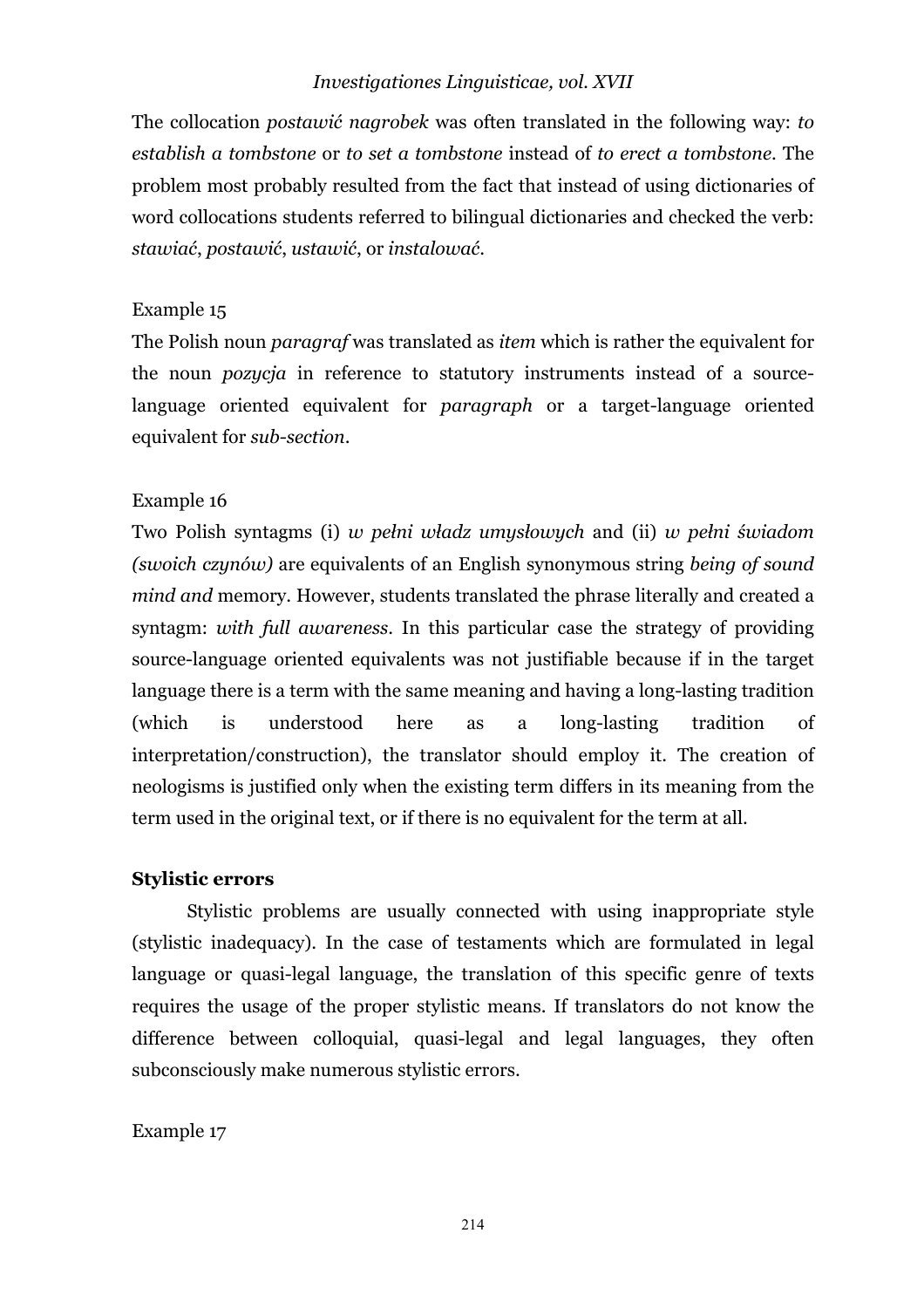The collocation *postawić nagrobek* was often translated in the following way: *to establish a tombstone* or *to set a tombstone* instead of *to erect a tombstone*. The problem most probably resulted from the fact that instead of using dictionaries of word collocations students referred to bilingual dictionaries and checked the verb: *stawiać*, *postawić*, *ustawić*, or *instalować*.

Example 15

The Polish noun *paragraf* was translated as *item* which is rather the equivalent for the noun *pozycja* in reference to statutory instruments instead of a source-language oriented equivalent for *paragraph* or a target-language oriented equivalent for *sub-section*.

Example 16

Two Polish syntagms (i) *w pełni władz umysłowych* and (ii) *w pełni świadom (swoich czynów)* are equivalents of an English synonymous string *being of sound mind and* memory. However, students translated the phrase literally and created a syntagm: *with full awareness*. In this particular case the strategy of providing source-language oriented equivalents was not justifiable because if in the target language there is a term with the same meaning and having a long-lasting tradition (which is understood here as a long-lasting tradition of interpretation/construction), the translator should employ it. The creation of neologisms is justified only when the existing term differs in its meaning from the term used in the original text, or if there is no equivalent for the term at all.

**Stylistic errors**

Stylistic problems are usually connected with using inappropriate style (stylistic inadequacy). In the case of testaments which are formulated in legal language or quasi-legal language, the translation of this specific genre of texts requires the usage of the proper stylistic means. If translators do not know the difference between colloquial, quasi-legal and legal languages, they often subconsciously make numerous stylistic errors.

Example 17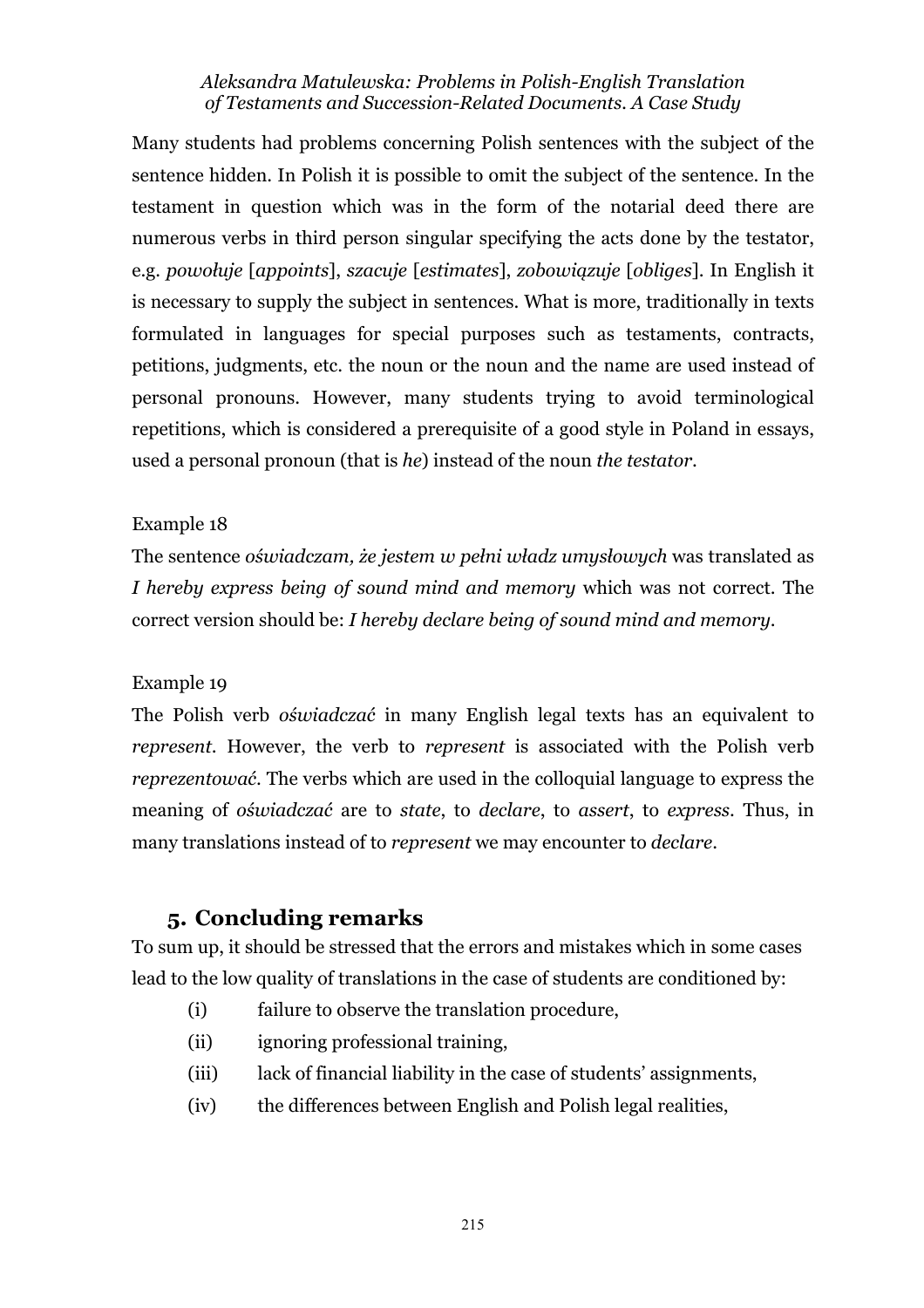Many students had problems concerning Polish sentences with the subject of the sentence hidden. In Polish it is possible to omit the subject of the sentence. In the testament in question which was in the form of the notarial deed there are numerous verbs in third person singular specifying the acts done by the testator, e.g. *powołuje* [*appoints*], *szacuje* [*estimates*], *zobowiązuje* [*obliges*]. In English it is necessary to supply the subject in sentences. What is more, traditionally in texts formulated in languages for special purposes such as testaments, contracts, petitions, judgments, etc. the noun or the noun and the name are used instead of personal pronouns. However, many students trying to avoid terminological repetitions, which is considered a prerequisite of a good style in Poland in essays, used a personal pronoun (that is *he*) instead of the noun *the testator*.

Example 18

The sentence *oświadczam, że jestem w pełni władz umysłowych* was translated as *I hereby express being of sound mind and memory* which was not correct. The correct version should be: *I hereby declare being of sound mind and memory*.

Example 19

The Polish verb *oświadczać* in many English legal texts has an equivalent to *represent*. However, the verb to *represent* is associated with the Polish verb *reprezentować*. The verbs which are used in the colloquial language to express the meaning of *oświadczać* are to *state*, to *declare*, to *assert*, to *express*. Thus, in many translations instead of to *represent* we may encounter to *declare*.

## 5. Concluding remarks

To sum up, it should be stressed that the errors and mistakes which in some cases lead to the low quality of translations in the case of students are conditioned by:

- (i) failure to observe the translation procedure,
- (ii) ignoring professional training,
- (iii) lack of financial liability in the case of students' assignments,
- (iv) the differences between English and Polish legal realities,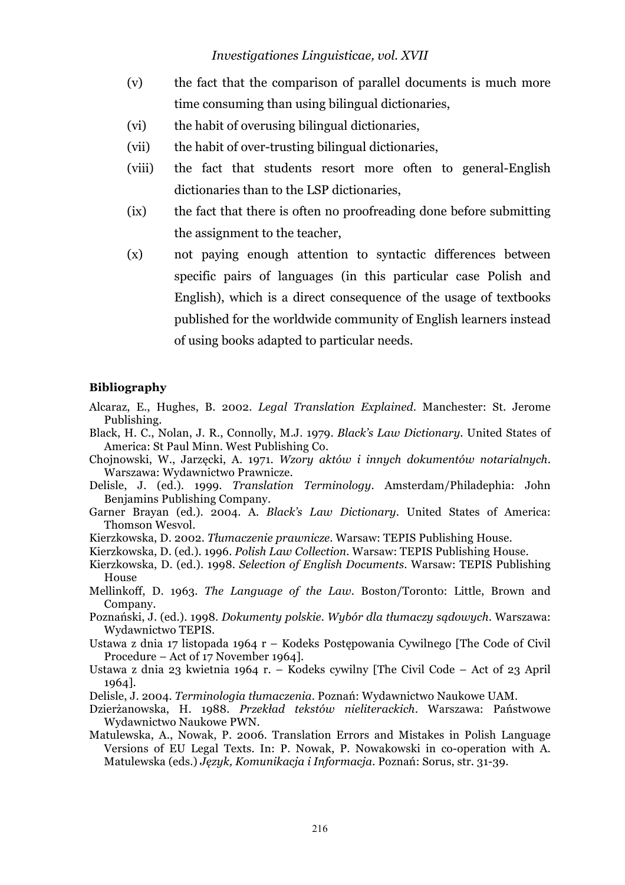(v) the fact that the comparison of parallel documents is much more time consuming than using bilingual dictionaries,

(vi) the habit of overusing bilingual dictionaries,

(vii) the habit of over-trusting bilingual dictionaries,

(viii) the fact that students resort more often to general-English dictionaries than to the LSP dictionaries,

(ix) the fact that there is often no proofreading done before submitting the assignment to the teacher,

(x) not paying enough attention to syntactic differences between specific pairs of languages (in this particular case Polish and English), which is a direct consequence of the usage of textbooks published for the worldwide community of English learners instead of using books adapted to particular needs.

**Bibliography**

Alcaraz, E., Hughes, B. 2002. *Legal Translation Explained*. Manchester: St. Jerome Publishing.

Black, H. C., Nolan, J. R., Connolly, M.J. 1979. *Black's Law Dictionary*. United States of America: St Paul Minn. West Publishing Co.

Chojnowski, W., Jarzęcki, A. 1971. *Wzory aktów i innych dokumentów notarialnych*. Warszawa: Wydawnictwo Prawnicze.

Delisle, J. (ed.). 1999. *Translation Terminology*. Amsterdam/Philadephia: John Benjamins Publishing Company.

Garner Brayan (ed.). 2004. A. *Black's Law Dictionary*. United States of America: Thomson Wesvol.

Kierzkowska, D. 2002. *Tłumaczenie prawnicze*. Warsaw: TEPIS Publishing House.

Kierzkowska, D. (ed.). 1996. *Polish Law Collection*. Warsaw: TEPIS Publishing House.

Kierzkowska, D. (ed.). 1998. *Selection of English Documents*. Warsaw: TEPIS Publishing House

Mellinkoff, D. 1963. *The Language of the Law*. Boston/Toronto: Little, Brown and Company.

Poznański, J. (ed.). 1998. *Dokumenty polskie. Wybór dla tłumaczy sądowych*. Warszawa: Wydawnictwo TEPIS.

Ustawa z dnia 17 listopada 1964 r – Kodeks Postępowania Cywilnego [The Code of Civil Procedure – Act of 17 November 1964].

Ustawa z dnia 23 kwietnia 1964 r. – Kodeks cywilny [The Civil Code – Act of 23 April 1964].

Delisle, J. 2004. *Terminologia tłumaczenia*. Poznań: Wydawnictwo Naukowe UAM.

Dzierżanowska, H. 1988. *Przekład tekstów nieliterackich*. Warszawa: Państwowe Wydawnictwo Naukowe PWN.

Matulewska, A., Nowak, P. 2006. Translation Errors and Mistakes in Polish Language Versions of EU Legal Texts. In: P. Nowak, P. Nowakowski in co-operation with A. Matulewska (eds.) *Język, Komunikacja i Informacja*. Poznań: Sorus, str. 31-39.